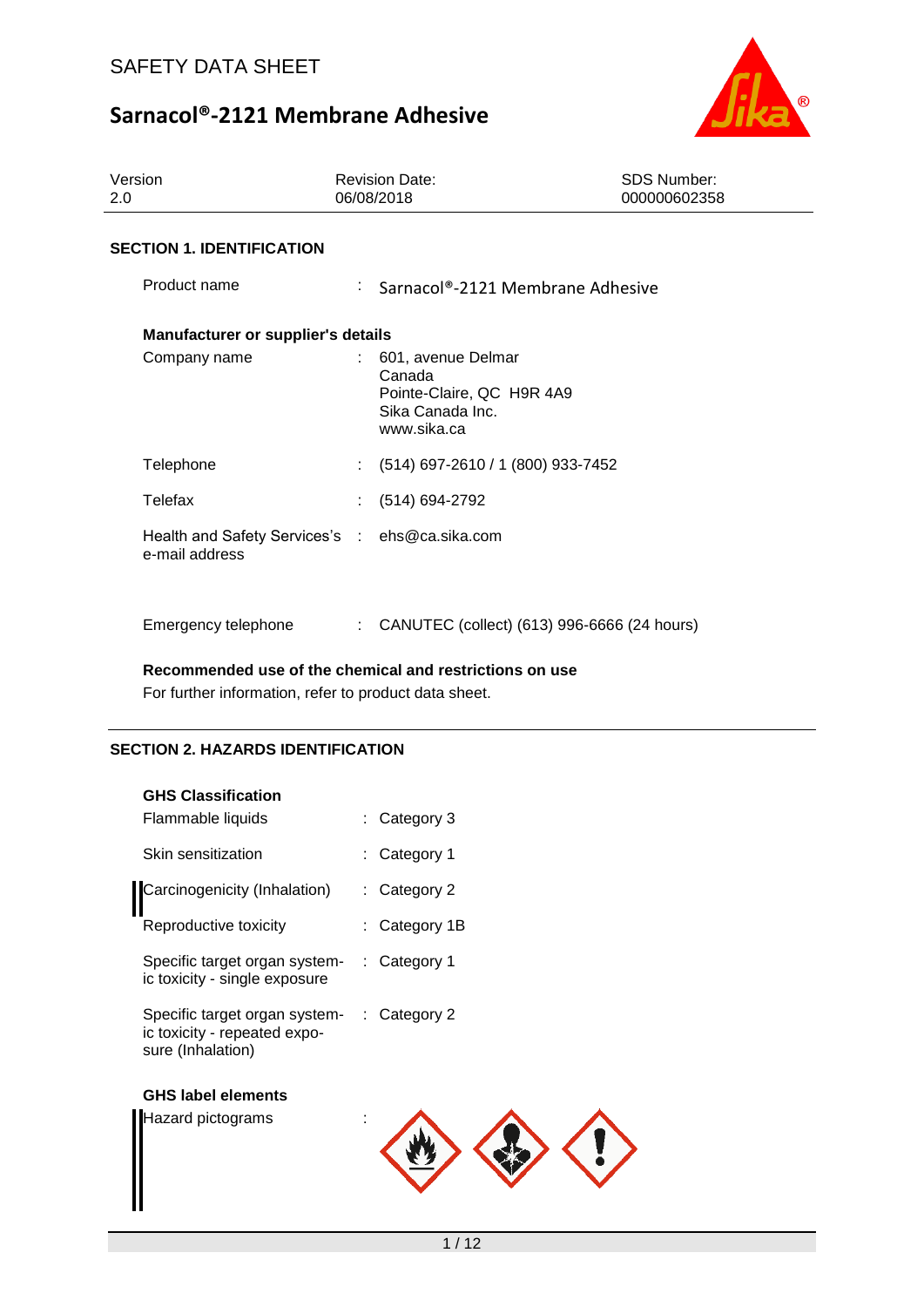# SAFETY DATA SHEET

# Sarnacol®-2121 Membrane Adhesive

| Version | Revision Date: | SDS Number: |
|---|---|---|
| 2.0 | 06/08/2018 | 000000602358 |

## SECTION 1. IDENTIFICATION

Product name : Sarnacol®-2121 Membrane Adhesive

**Manufacturer or supplier's details**

Company name : 601, avenue Delmar
Canada
Pointe-Claire, QC H9R 4A9
Sika Canada Inc.
www.sika.ca

Telephone : (514) 697-2610 / 1 (800) 933-7452

Telefax : (514) 694-2792

Health and Safety Services's e-mail address : ehs@ca.sika.com

Emergency telephone : CANUTEC (collect) (613) 996-6666 (24 hours)

**Recommended use of the chemical and restrictions on use**

For further information, refer to product data sheet.

## SECTION 2. HAZARDS IDENTIFICATION

**GHS Classification**

| | |
|---|---|
| Flammable liquids | Category 3 |
| Skin sensitization | Category 1 |
| Carcinogenicity (Inhalation) | Category 2 |
| Reproductive toxicity | Category 1B |
| Specific target organ systemic toxicity - single exposure | Category 1 |
| Specific target organ systemic toxicity - repeated exposure (Inhalation) | Category 2 |

**GHS label elements**

Hazard pictograms :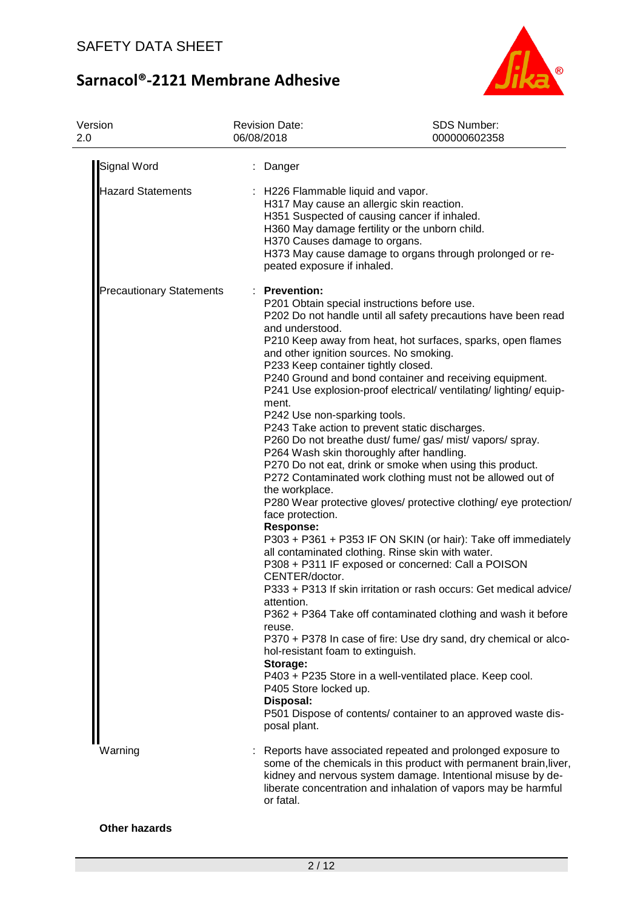| | |
|---|---|
| Signal Word | : Danger |
| Hazard Statements | : H226 Flammable liquid and vapor.<br>H317 May cause an allergic skin reaction.<br>H351 Suspected of causing cancer if inhaled.<br>H360 May damage fertility or the unborn child.<br>H370 Causes damage to organs.<br>H373 May cause damage to organs through prolonged or repeated exposure if inhaled. |
| Precautionary Statements | : **Prevention:**<br>P201 Obtain special instructions before use.<br>P202 Do not handle until all safety precautions have been read and understood.<br>P210 Keep away from heat, hot surfaces, sparks, open flames and other ignition sources. No smoking.<br>P233 Keep container tightly closed.<br>P240 Ground and bond container and receiving equipment.<br>P241 Use explosion-proof electrical/ ventilating/ lighting/ equipment.<br>P242 Use non-sparking tools.<br>P243 Take action to prevent static discharges.<br>P260 Do not breathe dust/ fume/ gas/ mist/ vapors/ spray.<br>P264 Wash skin thoroughly after handling.<br>P270 Do not eat, drink or smoke when using this product.<br>P272 Contaminated work clothing must not be allowed out of the workplace.<br>P280 Wear protective gloves/ protective clothing/ eye protection/ face protection.<br>**Response:**<br>P303 + P361 + P353 IF ON SKIN (or hair): Take off immediately all contaminated clothing. Rinse skin with water.<br>P308 + P311 IF exposed or concerned: Call a POISON CENTER/doctor.<br>P333 + P313 If skin irritation or rash occurs: Get medical advice/ attention.<br>P362 + P364 Take off contaminated clothing and wash it before reuse.<br>P370 + P378 In case of fire: Use dry sand, dry chemical or alcohol-resistant foam to extinguish.<br>**Storage:**<br>P403 + P235 Store in a well-ventilated place. Keep cool.<br>P405 Store locked up.<br>**Disposal:**<br>P501 Dispose of contents/ container to an approved waste disposal plant. |
| Warning | : Reports have associated repeated and prolonged exposure to some of the chemicals in this product with permanent brain,liver, kidney and nervous system damage. Intentional misuse by deliberate concentration and inhalation of vapors may be harmful or fatal. |

**Other hazards**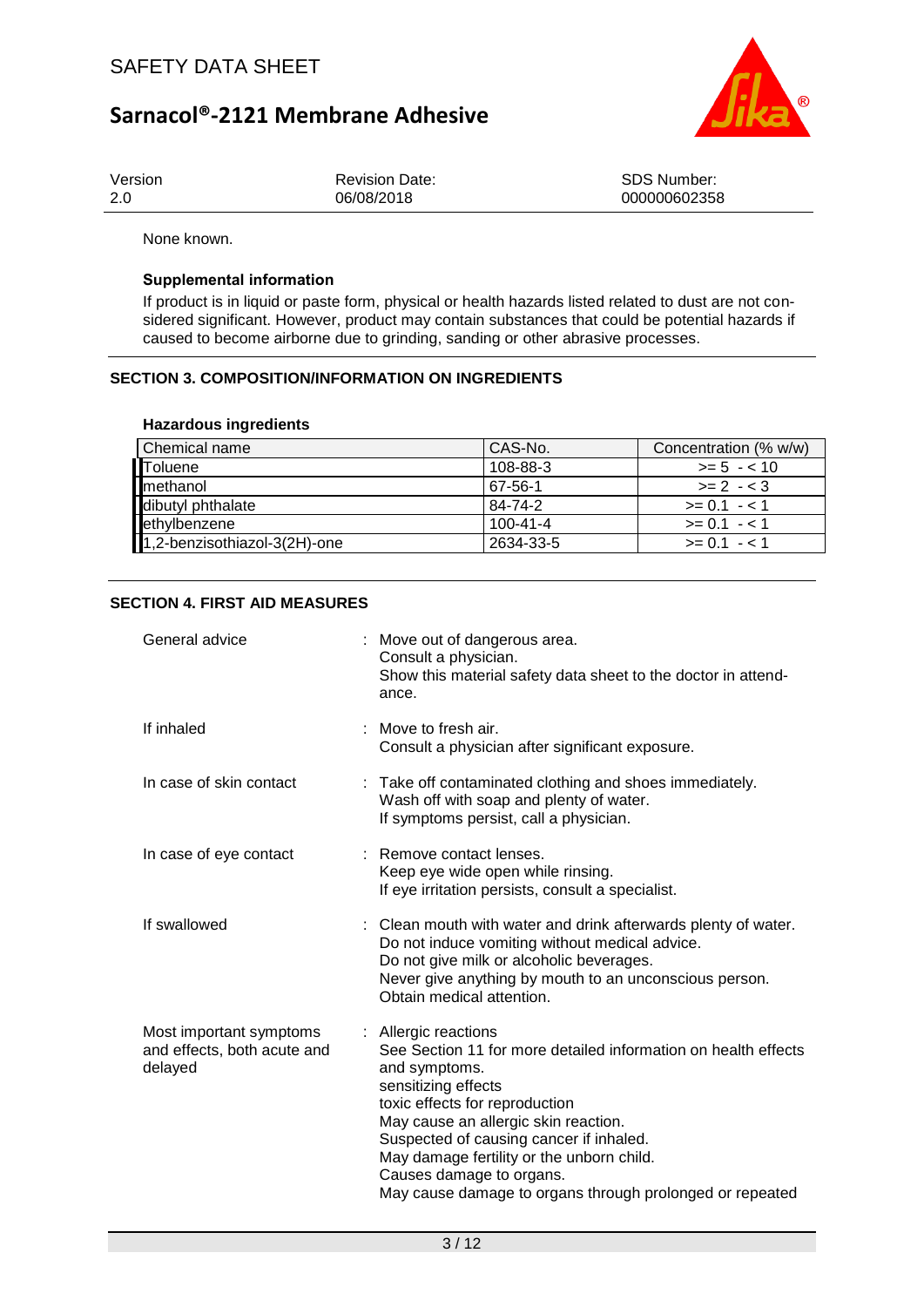None known.

**Supplemental information**

If product is in liquid or paste form, physical or health hazards listed related to dust are not considered significant. However, product may contain substances that could be potential hazards if caused to become airborne due to grinding, sanding or other abrasive processes.

## SECTION 3. COMPOSITION/INFORMATION ON INGREDIENTS

**Hazardous ingredients**

| Chemical name | CAS-No. | Concentration (% w/w) |
|---|---|---|
| Toluene | 108-88-3 | >= 5 - < 10 |
| methanol | 67-56-1 | >= 2 - < 3 |
| dibutyl phthalate | 84-74-2 | >= 0.1 - < 1 |
| ethylbenzene | 100-41-4 | >= 0.1 - < 1 |
| 1,2-benzisothiazol-3(2H)-one | 2634-33-5 | >= 0.1 - < 1 |

## SECTION 4. FIRST AID MEASURES

General advice : Move out of dangerous area.
Consult a physician.
Show this material safety data sheet to the doctor in attendance.

If inhaled : Move to fresh air.
Consult a physician after significant exposure.

In case of skin contact : Take off contaminated clothing and shoes immediately.
Wash off with soap and plenty of water.
If symptoms persist, call a physician.

In case of eye contact : Remove contact lenses.
Keep eye wide open while rinsing.
If eye irritation persists, consult a specialist.

If swallowed : Clean mouth with water and drink afterwards plenty of water.
Do not induce vomiting without medical advice.
Do not give milk or alcoholic beverages.
Never give anything by mouth to an unconscious person.
Obtain medical attention.

Most important symptoms and effects, both acute and delayed : Allergic reactions
See Section 11 for more detailed information on health effects and symptoms.
sensitizing effects
toxic effects for reproduction
May cause an allergic skin reaction.
Suspected of causing cancer if inhaled.
May damage fertility or the unborn child.
Causes damage to organs.
May cause damage to organs through prolonged or repeated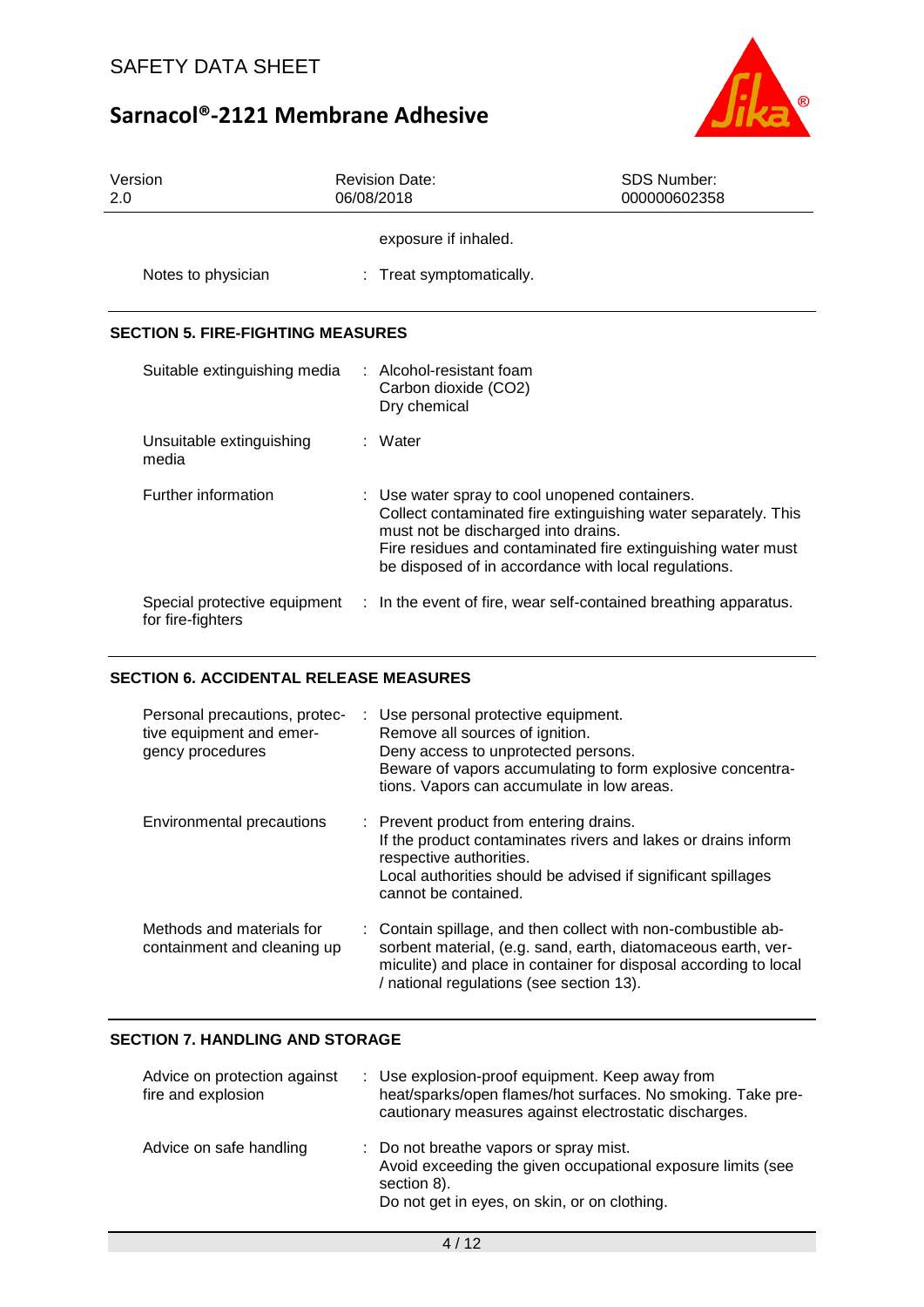exposure if inhaled.

Notes to physician : Treat symptomatically.

## SECTION 5. FIRE-FIGHTING MEASURES

| | |
|---|---|
| Suitable extinguishing media | : Alcohol-resistant foam<br>Carbon dioxide ($CO_2$)<br>Dry chemical |
| Unsuitable extinguishing media | : Water |
| Further information | : Use water spray to cool unopened containers.<br>Collect contaminated fire extinguishing water separately. This must not be discharged into drains.<br>Fire residues and contaminated fire extinguishing water must be disposed of in accordance with local regulations. |
| Special protective equipment for fire-fighters | : In the event of fire, wear self-contained breathing apparatus. |

## SECTION 6. ACCIDENTAL RELEASE MEASURES

| | |
|---|---|
| Personal precautions, protective equipment and emergency procedures | : Use personal protective equipment.<br>Remove all sources of ignition.<br>Deny access to unprotected persons.<br>Beware of vapors accumulating to form explosive concentrations. Vapors can accumulate in low areas. |
| Environmental precautions | : Prevent product from entering drains.<br>If the product contaminates rivers and lakes or drains inform respective authorities.<br>Local authorities should be advised if significant spillages cannot be contained. |
| Methods and materials for containment and cleaning up | : Contain spillage, and then collect with non-combustible absorbent material, (e.g. sand, earth, diatomaceous earth, vermiculite) and place in container for disposal according to local / national regulations (see section 13). |

## SECTION 7. HANDLING AND STORAGE

| | |
|---|---|
| Advice on protection against fire and explosion | : Use explosion-proof equipment. Keep away from heat/sparks/open flames/hot surfaces. No smoking. Take precautionary measures against electrostatic discharges. |
| Advice on safe handling | : Do not breathe vapors or spray mist.<br>Avoid exceeding the given occupational exposure limits (see section 8).<br>Do not get in eyes, on skin, or on clothing. |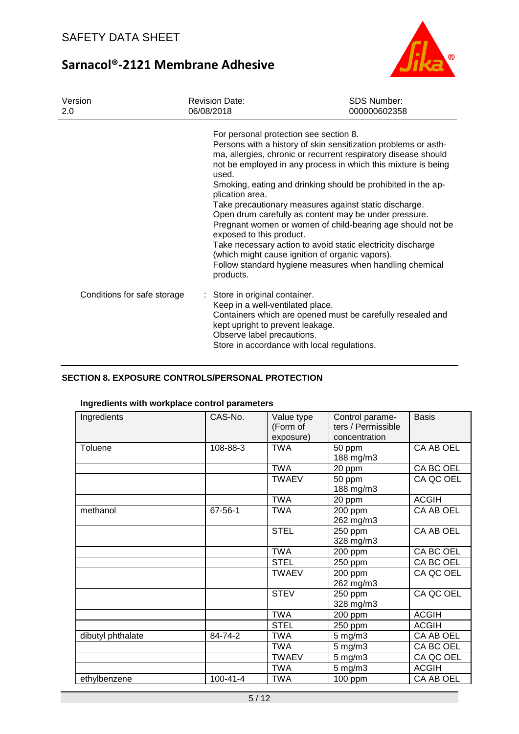For personal protection see section 8.
Persons with a history of skin sensitization problems or asthma, allergies, chronic or recurrent respiratory disease should not be employed in any process in which this mixture is being used.
Smoking, eating and drinking should be prohibited in the application area.
Take precautionary measures against static discharge.
Open drum carefully as content may be under pressure.
Pregnant women or women of child-bearing age should not be exposed to this product.
Take necessary action to avoid static electricity discharge (which might cause ignition of organic vapors).
Follow standard hygiene measures when handling chemical products.

Conditions for safe storage : Store in original container.
Keep in a well-ventilated place.
Containers which are opened must be carefully resealed and kept upright to prevent leakage.
Observe label precautions.
Store in accordance with local regulations.

## SECTION 8. EXPOSURE CONTROLS/PERSONAL PROTECTION

**Ingredients with workplace control parameters**

| Ingredients | CAS-No. | Value type (Form of exposure) | Control parameters / Permissible concentration | Basis |
|---|---|---|---|---|
| Toluene | 108-88-3 | TWA | 50 ppm 188 mg/m3 | CA AB OEL |
| | | TWA | 20 ppm | CA BC OEL |
| | | TWAEV | 50 ppm 188 mg/m3 | CA QC OEL |
| | | TWA | 20 ppm | ACGIH |
| methanol | 67-56-1 | TWA | 200 ppm 262 mg/m3 | CA AB OEL |
| | | STEL | 250 ppm 328 mg/m3 | CA AB OEL |
| | | TWA | 200 ppm | CA BC OEL |
| | | STEL | 250 ppm | CA BC OEL |
| | | TWAEV | 200 ppm 262 mg/m3 | CA QC OEL |
| | | STEV | 250 ppm 328 mg/m3 | CA QC OEL |
| | | TWA | 200 ppm | ACGIH |
| | | STEL | 250 ppm | ACGIH |
| dibutyl phthalate | 84-74-2 | TWA | 5 mg/m3 | CA AB OEL |
| | | TWA | 5 mg/m3 | CA BC OEL |
| | | TWAEV | 5 mg/m3 | CA QC OEL |
| | | TWA | 5 mg/m3 | ACGIH |
| ethylbenzene | 100-41-4 | TWA | 100 ppm | CA AB OEL |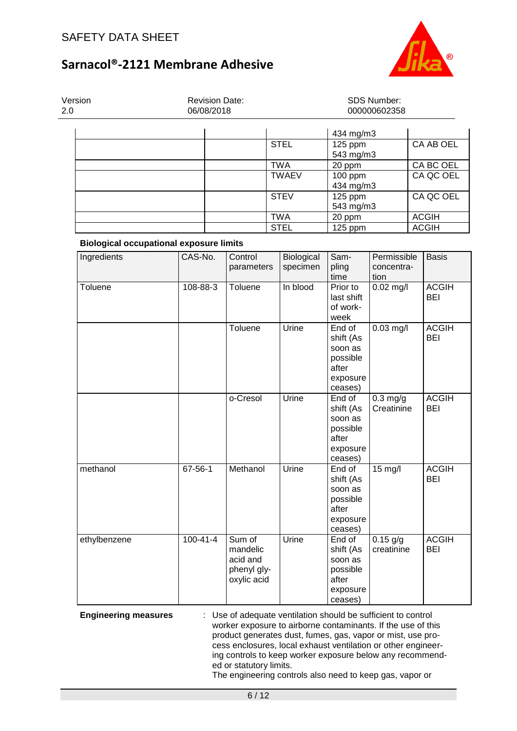| | | | | |
|---|---|---|---|---|
| | | | 434 mg/m3 | |
| | | STEL | 125 ppm 543 mg/m3 | CA AB OEL |
| | | TWA | 20 ppm | CA BC OEL |
| | | TWAEV | 100 ppm 434 mg/m3 | CA QC OEL |
| | | STEV | 125 ppm 543 mg/m3 | CA QC OEL |
| | | TWA | 20 ppm | ACGIH |
| | | STEL | 125 ppm | ACGIH |

**Biological occupational exposure limits**

| Ingredients | CAS-No. | Control parameters | Biological specimen | Sampling time | Permissible concentration | Basis |
|---|---|---|---|---|---|---|
| Toluene | 108-88-3 | Toluene | In blood | Prior to last shift of workweek | 0.02 mg/l | ACGIH BEI |
| | | Toluene | Urine | End of shift (As soon as possible after exposure ceases) | 0.03 mg/l | ACGIH BEI |
| | | o-Cresol | Urine | End of shift (As soon as possible after exposure ceases) | 0.3 mg/g Creatinine | ACGIH BEI |
| methanol | 67-56-1 | Methanol | Urine | End of shift (As soon as possible after exposure ceases) | 15 mg/l | ACGIH BEI |
| ethylbenzene | 100-41-4 | Sum of mandelic acid and phenyl glyoxylic acid | Urine | End of shift (As soon as possible after exposure ceases) | 0.15 g/g creatinine | ACGIH BEI |

**Engineering measures** : Use of adequate ventilation should be sufficient to control worker exposure to airborne contaminants. If the use of this product generates dust, fumes, gas, vapor or mist, use process enclosures, local exhaust ventilation or other engineering controls to keep worker exposure below any recommended or statutory limits.
The engineering controls also need to keep gas, vapor or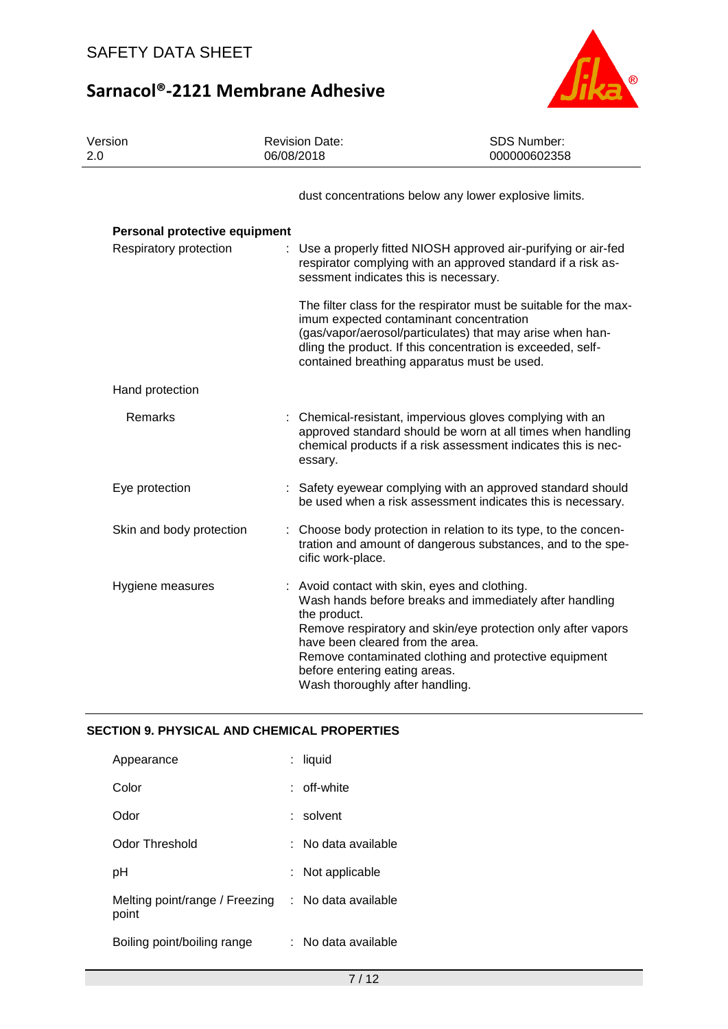dust concentrations below any lower explosive limits.

**Personal protective equipment**

| | |
|---|---|
| Respiratory protection | : Use a properly fitted NIOSH approved air-purifying or air-fed respirator complying with an approved standard if a risk assessment indicates this is necessary. |
| | The filter class for the respirator must be suitable for the maximum expected contaminant concentration (gas/vapor/aerosol/particulates) that may arise when handling the product. If this concentration is exceeded, self-contained breathing apparatus must be used. |
| Hand protection | |
| Remarks | : Chemical-resistant, impervious gloves complying with an approved standard should be worn at all times when handling chemical products if a risk assessment indicates this is necessary. |
| Eye protection | : Safety eyewear complying with an approved standard should be used when a risk assessment indicates this is necessary. |
| Skin and body protection | : Choose body protection in relation to its type, to the concentration and amount of dangerous substances, and to the specific work-place. |
| Hygiene measures | : Avoid contact with skin, eyes and clothing.<br>Wash hands before breaks and immediately after handling the product.<br>Remove respiratory and skin/eye protection only after vapors have been cleared from the area.<br>Remove contaminated clothing and protective equipment before entering eating areas.<br>Wash thoroughly after handling. |

## SECTION 9. PHYSICAL AND CHEMICAL PROPERTIES

| | |
|---|---|
| Appearance | : liquid |
| Color | : off-white |
| Odor | : solvent |
| Odor Threshold | : No data available |
| pH | : Not applicable |
| Melting point/range / Freezing point | : No data available |
| Boiling point/boiling range | : No data available |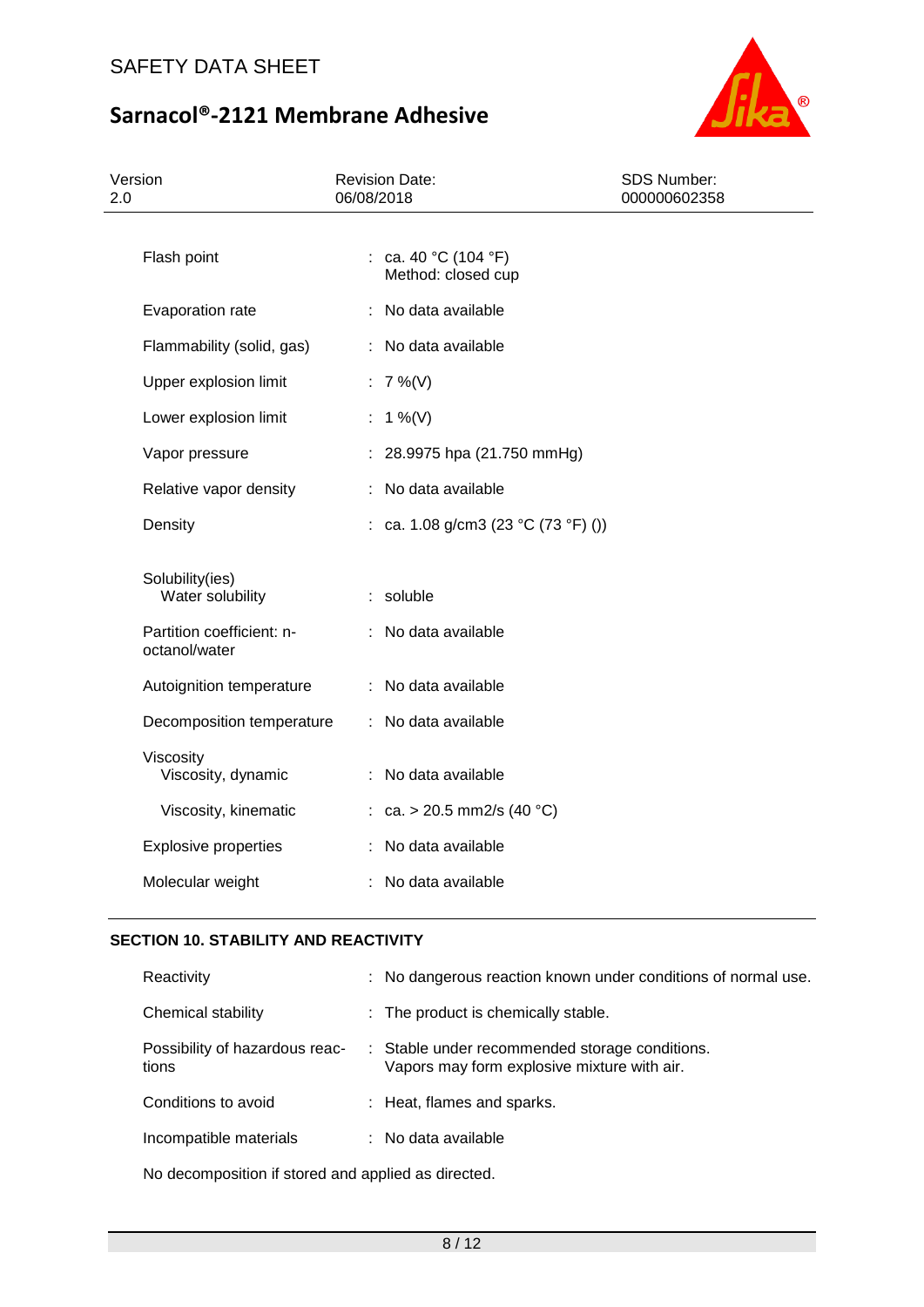| | |
|---|---|
| Flash point | : ca. 40 °C (104 °F)<br>Method: closed cup |
| Evaporation rate | : No data available |
| Flammability (solid, gas) | : No data available |
| Upper explosion limit | : 7 %(V) |
| Lower explosion limit | : 1 %(V) |
| Vapor pressure | : 28.9975 hpa (21.750 mmHg) |
| Relative vapor density | : No data available |
| Density | : ca. 1.08 g/cm3 (23 °C (73 °F) ()) |
| Solubility(ies)<br>Water solubility | : soluble |
| Partition coefficient: n-octanol/water | : No data available |
| Autoignition temperature | : No data available |
| Decomposition temperature | : No data available |
| Viscosity<br>Viscosity, dynamic | : No data available |
| Viscosity, kinematic | : ca. > 20.5 mm2/s (40 °C) |
| Explosive properties | : No data available |
| Molecular weight | : No data available |

## SECTION 10. STABILITY AND REACTIVITY

| | |
|---|---|
| Reactivity | : No dangerous reaction known under conditions of normal use. |
| Chemical stability | : The product is chemically stable. |
| Possibility of hazardous reactions | : Stable under recommended storage conditions.<br>Vapors may form explosive mixture with air. |
| Conditions to avoid | : Heat, flames and sparks. |
| Incompatible materials | : No data available |

No decomposition if stored and applied as directed.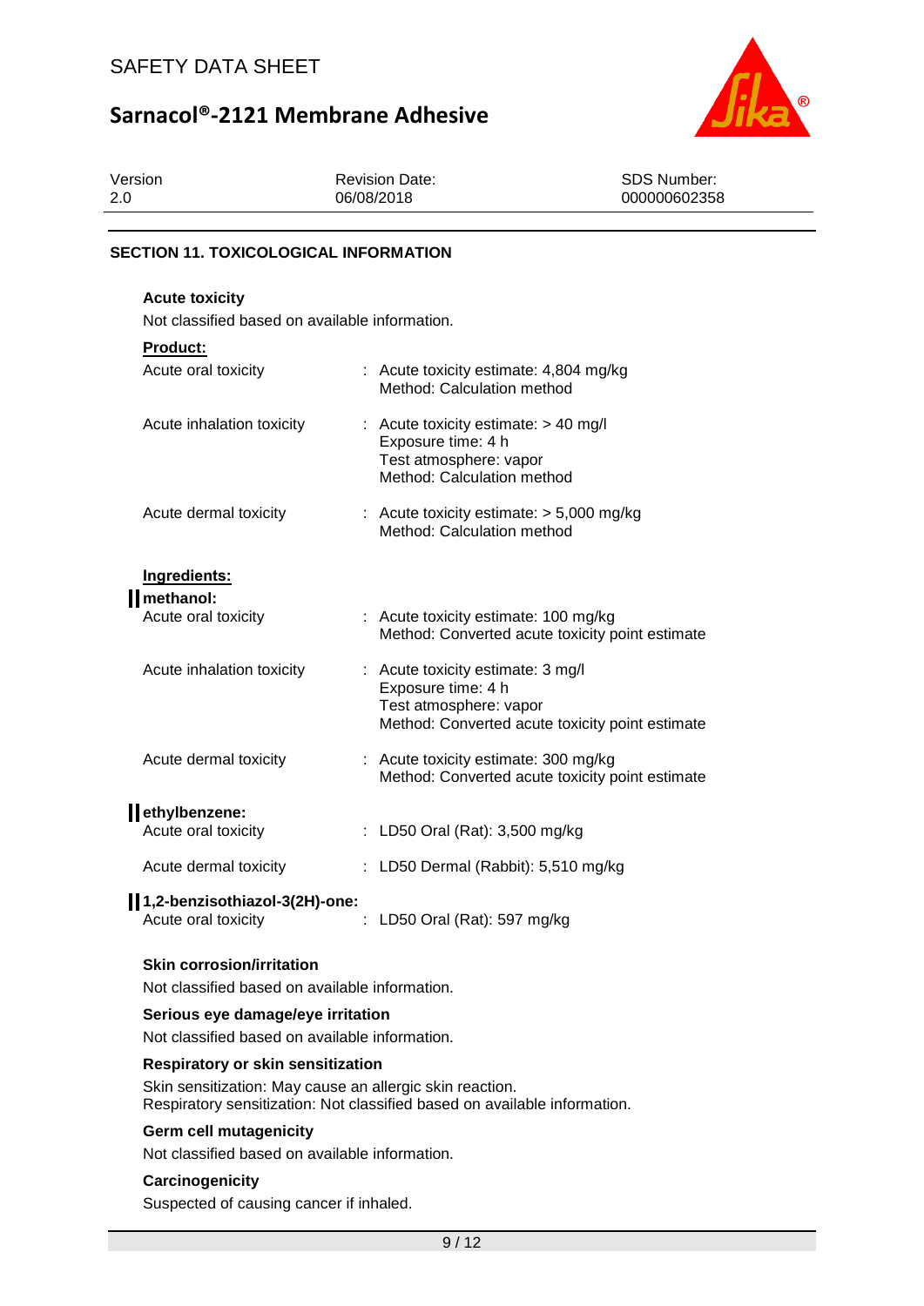## SECTION 11. TOXICOLOGICAL INFORMATION

### Acute toxicity

Not classified based on available information.

**Product:**

| | |
|---|---|
| Acute oral toxicity | : Acute toxicity estimate: 4,804 mg/kg<br>Method: Calculation method |
| Acute inhalation toxicity | : Acute toxicity estimate: > 40 mg/l<br>Exposure time: 4 h<br>Test atmosphere: vapor<br>Method: Calculation method |
| Acute dermal toxicity | : Acute toxicity estimate: > 5,000 mg/kg<br>Method: Calculation method |

**Ingredients:**

**methanol:**

| | |
|---|---|
| Acute oral toxicity | : Acute toxicity estimate: 100 mg/kg<br>Method: Converted acute toxicity point estimate |
| Acute inhalation toxicity | : Acute toxicity estimate: 3 mg/l<br>Exposure time: 4 h<br>Test atmosphere: vapor<br>Method: Converted acute toxicity point estimate |
| Acute dermal toxicity | : Acute toxicity estimate: 300 mg/kg<br>Method: Converted acute toxicity point estimate |

**ethylbenzene:**

| | |
|---|---|
| Acute oral toxicity | : LD50 Oral (Rat): 3,500 mg/kg |
| Acute dermal toxicity | : LD50 Dermal (Rabbit): 5,510 mg/kg |

**1,2-benzisothiazol-3(2H)-one:**

| | |
|---|---|
| Acute oral toxicity | : LD50 Oral (Rat): 597 mg/kg |

### Skin corrosion/irritation

Not classified based on available information.

### Serious eye damage/eye irritation

Not classified based on available information.

### Respiratory or skin sensitization

Skin sensitization: May cause an allergic skin reaction.
Respiratory sensitization: Not classified based on available information.

### Germ cell mutagenicity

Not classified based on available information.

### Carcinogenicity

Suspected of causing cancer if inhaled.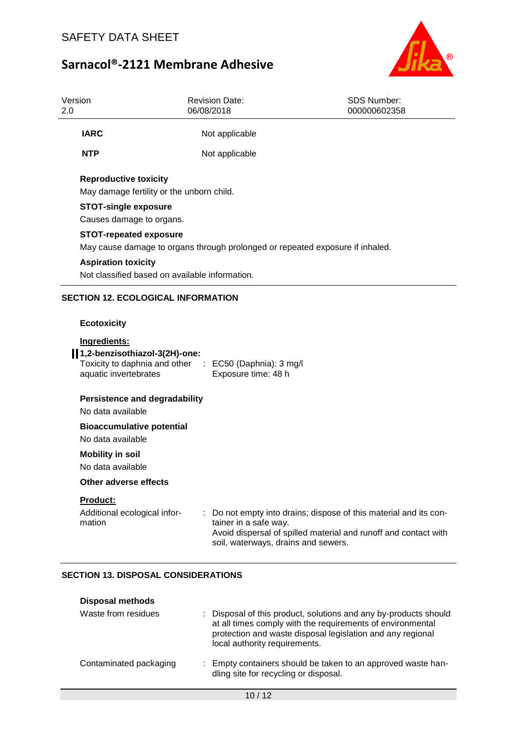| | |
|---|---|
| **IARC** | Not applicable |
| **NTP** | Not applicable |

**Reproductive toxicity**

May damage fertility or the unborn child.

**STOT-single exposure**

Causes damage to organs.

**STOT-repeated exposure**

May cause damage to organs through prolonged or repeated exposure if inhaled.

**Aspiration toxicity**

Not classified based on available information.

## SECTION 12. ECOLOGICAL INFORMATION

**Ecotoxicity**

**Ingredients:**

**1,2-benzisothiazol-3(2H)-one:**

| | |
|---|---|
| Toxicity to daphnia and other aquatic invertebrates | : EC50 (Daphnia): 3 mg/l<br>Exposure time: 48 h |

**Persistence and degradability**

No data available

**Bioaccumulative potential**

No data available

**Mobility in soil**

No data available

**Other adverse effects**

**Product:**

| | |
|---|---|
| Additional ecological information | : Do not empty into drains; dispose of this material and its container in a safe way.<br>Avoid dispersal of spilled material and runoff and contact with soil, waterways, drains and sewers. |

## SECTION 13. DISPOSAL CONSIDERATIONS

**Disposal methods**

| | |
|---|---|
| Waste from residues | : Disposal of this product, solutions and any by-products should at all times comply with the requirements of environmental protection and waste disposal legislation and any regional local authority requirements. |
| Contaminated packaging | : Empty containers should be taken to an approved waste handling site for recycling or disposal. |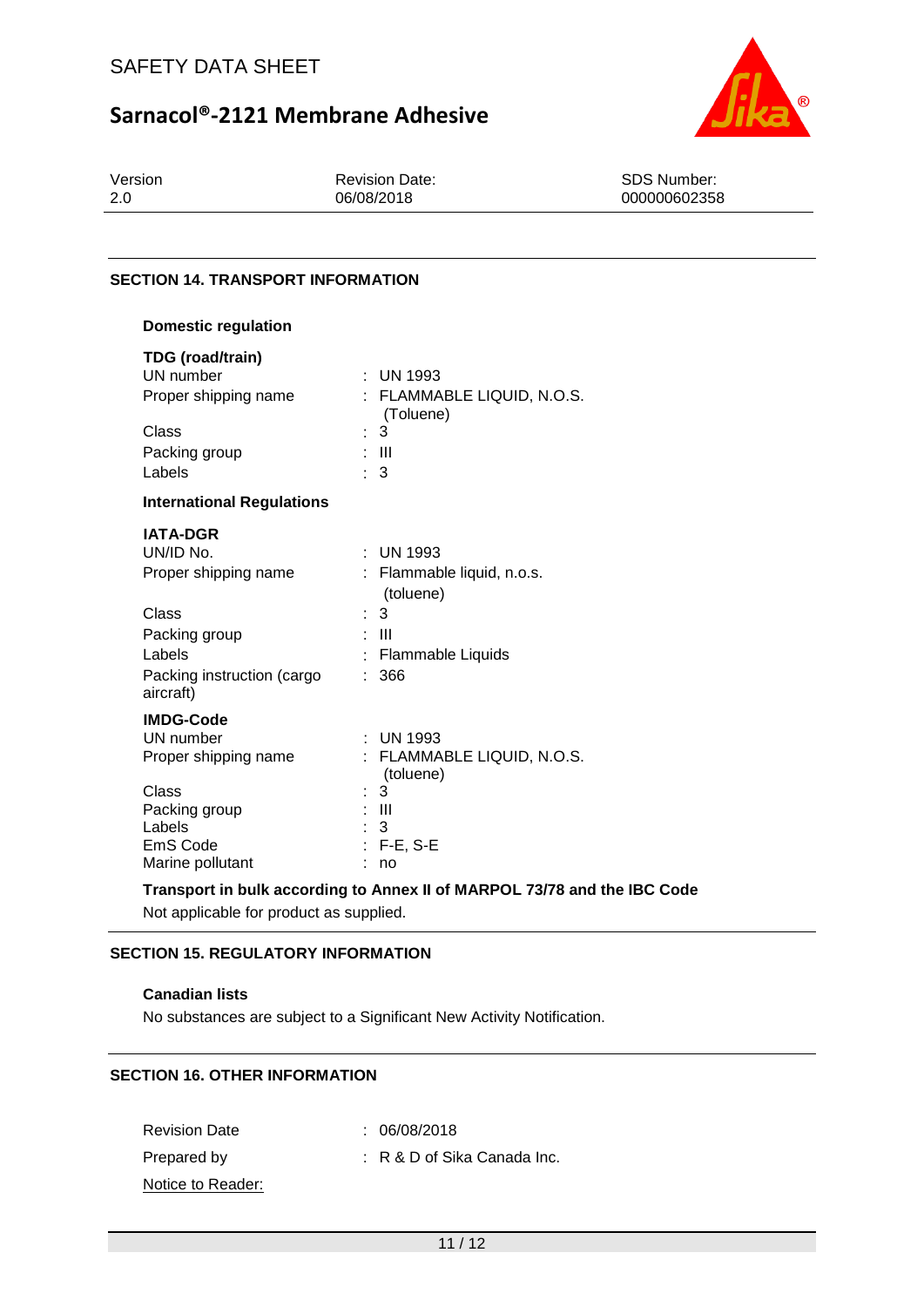## SECTION 14. TRANSPORT INFORMATION

### Domestic regulation

**TDG (road/train)**

| | |
|---|---|
| UN number | : UN 1993 |
| Proper shipping name | : FLAMMABLE LIQUID, N.O.S. (Toluene) |
| Class | : 3 |
| Packing group | : III |
| Labels | : 3 |

### International Regulations

**IATA-DGR**

| | |
|---|---|
| UN/ID No. | : UN 1993 |
| Proper shipping name | : Flammable liquid, n.o.s. (toluene) |
| Class | : 3 |
| Packing group | : III |
| Labels | : Flammable Liquids |
| Packing instruction (cargo aircraft) | : 366 |

**IMDG-Code**

| | |
|---|---|
| UN number | : UN 1993 |
| Proper shipping name | : FLAMMABLE LIQUID, N.O.S. (toluene) |
| Class | : 3 |
| Packing group | : III |
| Labels | : 3 |
| EmS Code | : F-E, S-E |
| Marine pollutant | : no |

**Transport in bulk according to Annex II of MARPOL 73/78 and the IBC Code**

Not applicable for product as supplied.

## SECTION 15. REGULATORY INFORMATION

**Canadian lists**

No substances are subject to a Significant New Activity Notification.

## SECTION 16. OTHER INFORMATION

| | |
|---|---|
| Revision Date | : 06/08/2018 |
| Prepared by | : R & D of Sika Canada Inc. |

Notice to Reader: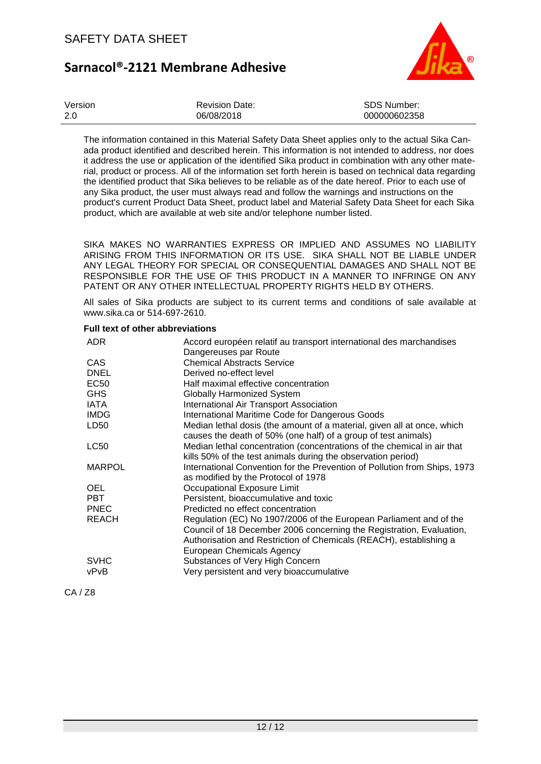The information contained in this Material Safety Data Sheet applies only to the actual Sika Canada product identified and described herein. This information is not intended to address, nor does it address the use or application of the identified Sika product in combination with any other material, product or process. All of the information set forth herein is based on technical data regarding the identified product that Sika believes to be reliable as of the date hereof. Prior to each use of any Sika product, the user must always read and follow the warnings and instructions on the product's current Product Data Sheet, product label and Material Safety Data Sheet for each Sika product, which are available at web site and/or telephone number listed.

SIKA MAKES NO WARRANTIES EXPRESS OR IMPLIED AND ASSUMES NO LIABILITY ARISING FROM THIS INFORMATION OR ITS USE. SIKA SHALL NOT BE LIABLE UNDER ANY LEGAL THEORY FOR SPECIAL OR CONSEQUENTIAL DAMAGES AND SHALL NOT BE RESPONSIBLE FOR THE USE OF THIS PRODUCT IN A MANNER TO INFRINGE ON ANY PATENT OR ANY OTHER INTELLECTUAL PROPERTY RIGHTS HELD BY OTHERS.

All sales of Sika products are subject to its current terms and conditions of sale available at www.sika.ca or 514-697-2610.

**Full text of other abbreviations**

| | |
|---|---|
| ADR | Accord européen relatif au transport international des marchandises Dangereuses par Route |
| CAS | Chemical Abstracts Service |
| DNEL | Derived no-effect level |
| EC50 | Half maximal effective concentration |
| GHS | Globally Harmonized System |
| IATA | International Air Transport Association |
| IMDG | International Maritime Code for Dangerous Goods |
| LD50 | Median lethal dosis (the amount of a material, given all at once, which causes the death of 50% (one half) of a group of test animals) |
| LC50 | Median lethal concentration (concentrations of the chemical in air that kills 50% of the test animals during the observation period) |
| MARPOL | International Convention for the Prevention of Pollution from Ships, 1973 as modified by the Protocol of 1978 |
| OEL | Occupational Exposure Limit |
| PBT | Persistent, bioaccumulative and toxic |
| PNEC | Predicted no effect concentration |
| REACH | Regulation (EC) No 1907/2006 of the European Parliament and of the Council of 18 December 2006 concerning the Registration, Evaluation, Authorisation and Restriction of Chemicals (REACH), establishing a European Chemicals Agency |
| SVHC | Substances of Very High Concern |
| vPvB | Very persistent and very bioaccumulative |

CA / Z8